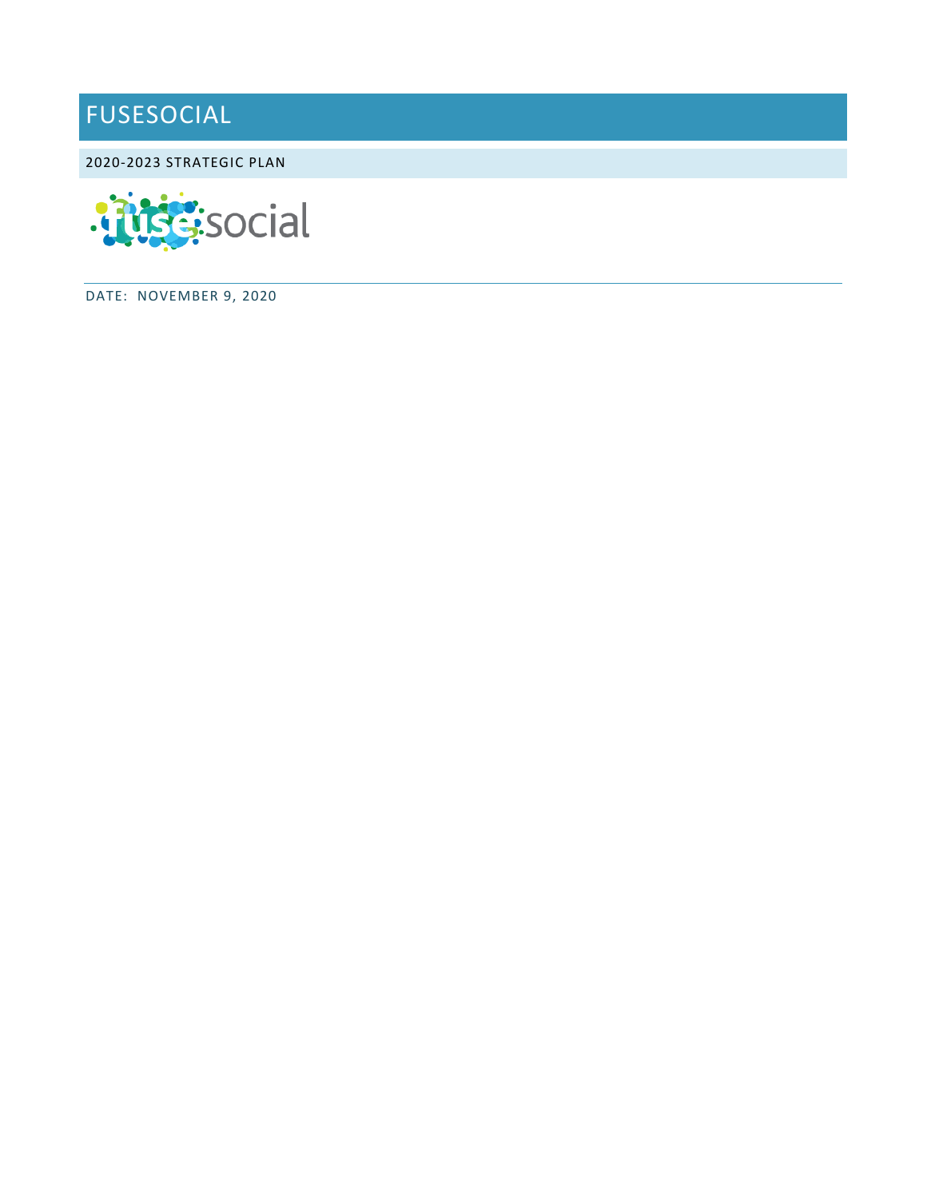# FUSESOCIAL

## 2020-2023 STRATEGIC PLAN

DATE: NOVEMBER 9, 2020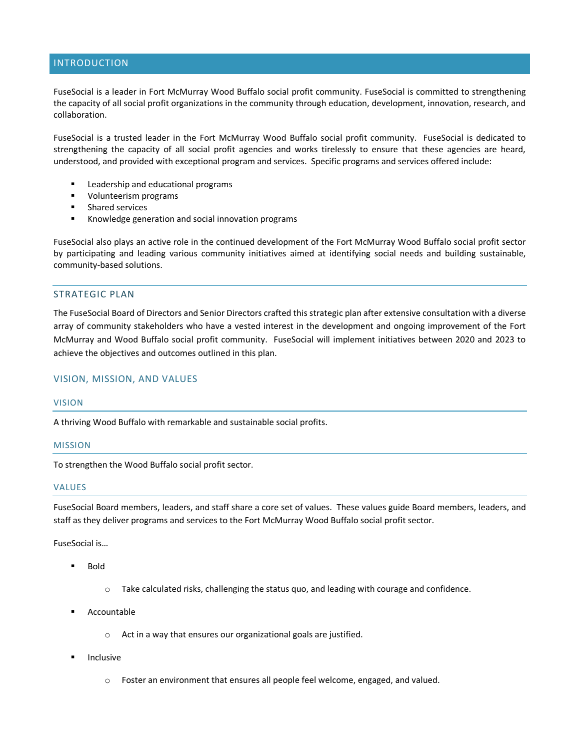## INTRODUCTION

FuseSocial is a leader in Fort McMurray Wood Buffalo social profit community. FuseSocial is committed to strengthening the capacity of all social profit organizations in the community through education, development, innovation, research, and collaboration.

FuseSocial is a trusted leader in the Fort McMurray Wood Buffalo social profit community. FuseSocial is dedicated to strengthening the capacity of all social profit agencies and works tirelessly to ensure that these agencies are heard, understood, and provided with exceptional program and services. Specific programs and services offered include:

- Leadership and educational programs
- Volunteerism programs
- Shared services
- Knowledge generation and social innovation programs

FuseSocial also plays an active role in the continued development of the Fort McMurray Wood Buffalo social profit sector by participating and leading various community initiatives aimed at identifying social needs and building sustainable, community-based solutions.

### STRATEGIC PLAN

The FuseSocial Board of Directors and Senior Directors crafted this strategic plan after extensive consultation with a diverse array of community stakeholders who have a vested interest in the development and ongoing improvement of the Fort McMurray and Wood Buffalo social profit community. FuseSocial will implement initiatives between 2020 and 2023 to achieve the objectives and outcomes outlined in this plan.

### VISION, MISSION, AND VALUES

#### VISION

A thriving Wood Buffalo with remarkable and sustainable social profits.

#### MISSION

To strengthen the Wood Buffalo social profit sector.

#### VALUES

FuseSocial Board members, leaders, and staff share a core set of values. These values guide Board members, leaders, and staff as they deliver programs and services to the Fort McMurray Wood Buffalo social profit sector.

FuseSocial is…

- Bold
  - Take calculated risks, challenging the status quo, and leading with courage and confidence.
- Accountable
  - Act in a way that ensures our organizational goals are justified.
- Inclusive
  - Foster an environment that ensures all people feel welcome, engaged, and valued.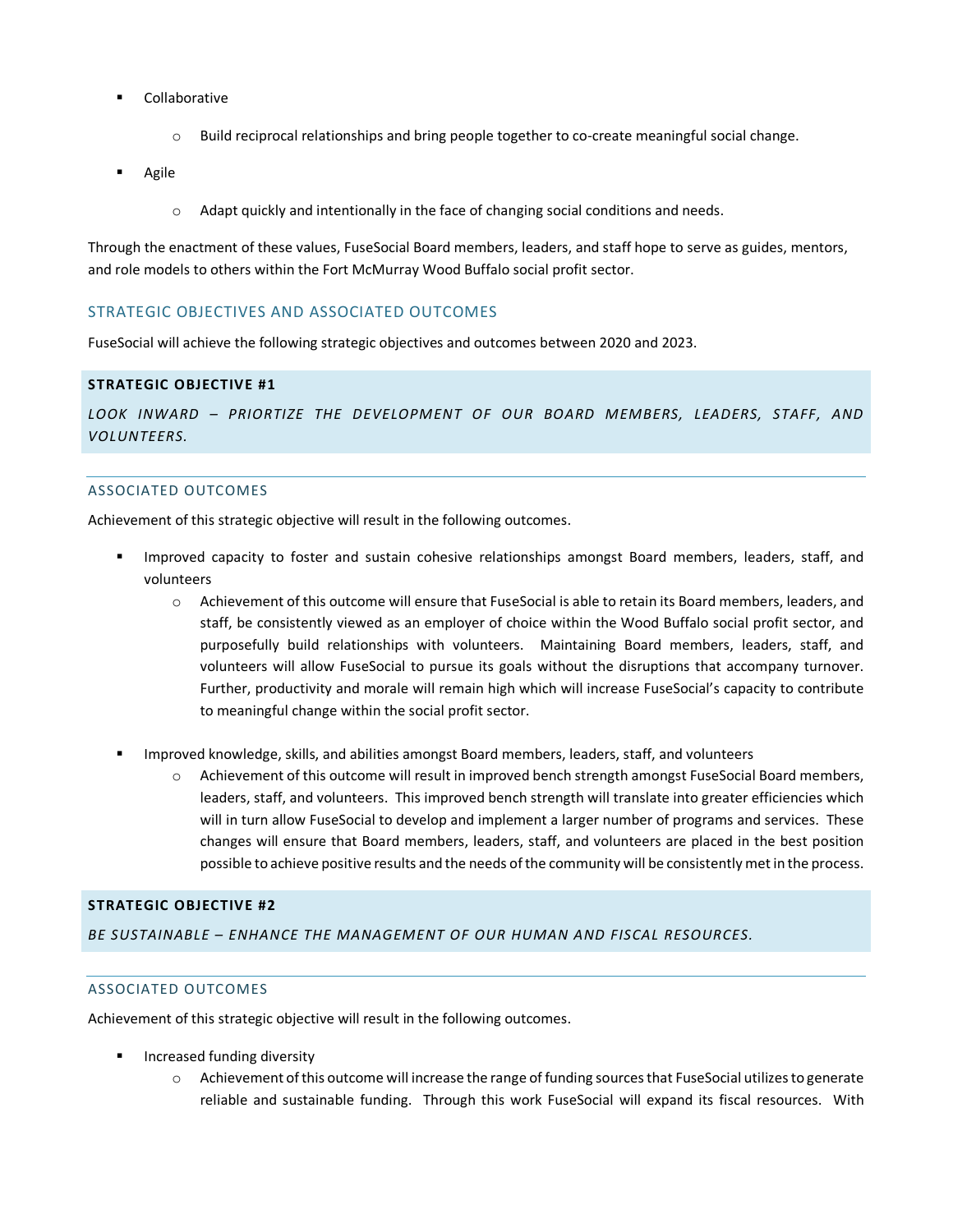- Collaborative
    - Build reciprocal relationships and bring people together to co-create meaningful social change.
- Agile
    - Adapt quickly and intentionally in the face of changing social conditions and needs.

Through the enactment of these values, FuseSocial Board members, leaders, and staff hope to serve as guides, mentors, and role models to others within the Fort McMurray Wood Buffalo social profit sector.

## STRATEGIC OBJECTIVES AND ASSOCIATED OUTCOMES

FuseSocial will achieve the following strategic objectives and outcomes between 2020 and 2023.

### STRATEGIC OBJECTIVE #1

*LOOK INWARD – PRIORTIZE THE DEVELOPMENT OF OUR BOARD MEMBERS, LEADERS, STAFF, AND VOLUNTEERS.*

#### ASSOCIATED OUTCOMES

Achievement of this strategic objective will result in the following outcomes.

- Improved capacity to foster and sustain cohesive relationships amongst Board members, leaders, staff, and volunteers
    - Achievement of this outcome will ensure that FuseSocial is able to retain its Board members, leaders, and staff, be consistently viewed as an employer of choice within the Wood Buffalo social profit sector, and purposefully build relationships with volunteers. Maintaining Board members, leaders, staff, and volunteers will allow FuseSocial to pursue its goals without the disruptions that accompany turnover. Further, productivity and morale will remain high which will increase FuseSocial's capacity to contribute to meaningful change within the social profit sector.
- Improved knowledge, skills, and abilities amongst Board members, leaders, staff, and volunteers
    - Achievement of this outcome will result in improved bench strength amongst FuseSocial Board members, leaders, staff, and volunteers. This improved bench strength will translate into greater efficiencies which will in turn allow FuseSocial to develop and implement a larger number of programs and services. These changes will ensure that Board members, leaders, staff, and volunteers are placed in the best position possible to achieve positive results and the needs of the community will be consistently met in the process.

### STRATEGIC OBJECTIVE #2

*BE SUSTAINABLE – ENHANCE THE MANAGEMENT OF OUR HUMAN AND FISCAL RESOURCES.*

#### ASSOCIATED OUTCOMES

Achievement of this strategic objective will result in the following outcomes.

- Increased funding diversity
    - Achievement of this outcome will increase the range of funding sources that FuseSocial utilizes to generate reliable and sustainable funding. Through this work FuseSocial will expand its fiscal resources. With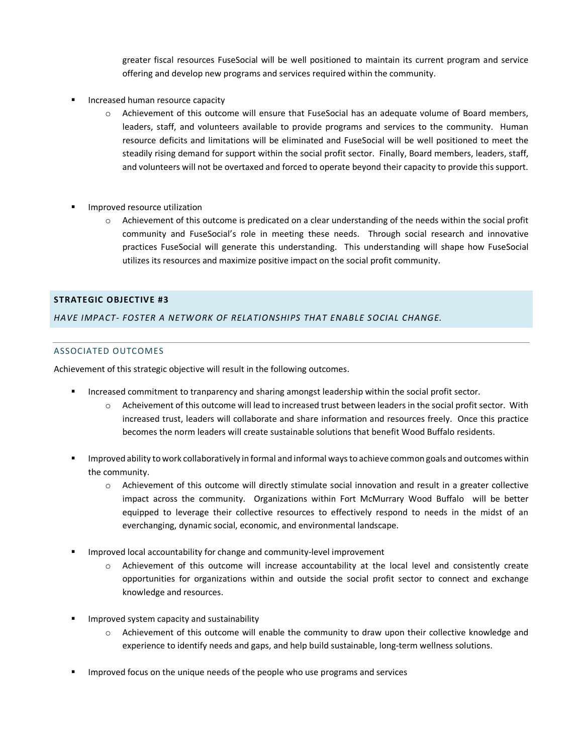greater fiscal resources FuseSocial will be well positioned to maintain its current program and service offering and develop new programs and services required within the community.

- Increased human resource capacity
  - Achievement of this outcome will ensure that FuseSocial has an adequate volume of Board members, leaders, staff, and volunteers available to provide programs and services to the community. Human resource deficits and limitations will be eliminated and FuseSocial will be well positioned to meet the steadily rising demand for support within the social profit sector. Finally, Board members, leaders, staff, and volunteers will not be overtaxed and forced to operate beyond their capacity to provide this support.

- Improved resource utilization
  - Achievement of this outcome is predicated on a clear understanding of the needs within the social profit community and FuseSocial's role in meeting these needs. Through social research and innovative practices FuseSocial will generate this understanding. This understanding will shape how FuseSocial utilizes its resources and maximize positive impact on the social profit community.

## STRATEGIC OBJECTIVE #3

*HAVE IMPACT- FOSTER A NETWORK OF RELATIONSHIPS THAT ENABLE SOCIAL CHANGE.*

### ASSOCIATED OUTCOMES

Achievement of this strategic objective will result in the following outcomes.

- Increased commitment to tranparency and sharing amongst leadership within the social profit sector.
  - Acheivement of this outcome will lead to increased trust between leaders in the social profit sector. With increased trust, leaders will collaborate and share information and resources freely. Once this practice becomes the norm leaders will create sustainable solutions that benefit Wood Buffalo residents.

- Improved ability to work collaboratively in formal and informal ways to achieve common goals and outcomes within the community.
  - Achievement of this outcome will directly stimulate social innovation and result in a greater collective impact across the community. Organizations within Fort McMurrary Wood Buffalo will be better equipped to leverage their collective resources to effectively respond to needs in the midst of an everchanging, dynamic social, economic, and environmental landscape.

- Improved local accountability for change and community-level improvement
  - Achievement of this outcome will increase accountability at the local level and consistently create opportunities for organizations within and outside the social profit sector to connect and exchange knowledge and resources.

- Improved system capacity and sustainability
  - Achievement of this outcome will enable the community to draw upon their collective knowledge and experience to identify needs and gaps, and help build sustainable, long-term wellness solutions.

- Improved focus on the unique needs of the people who use programs and services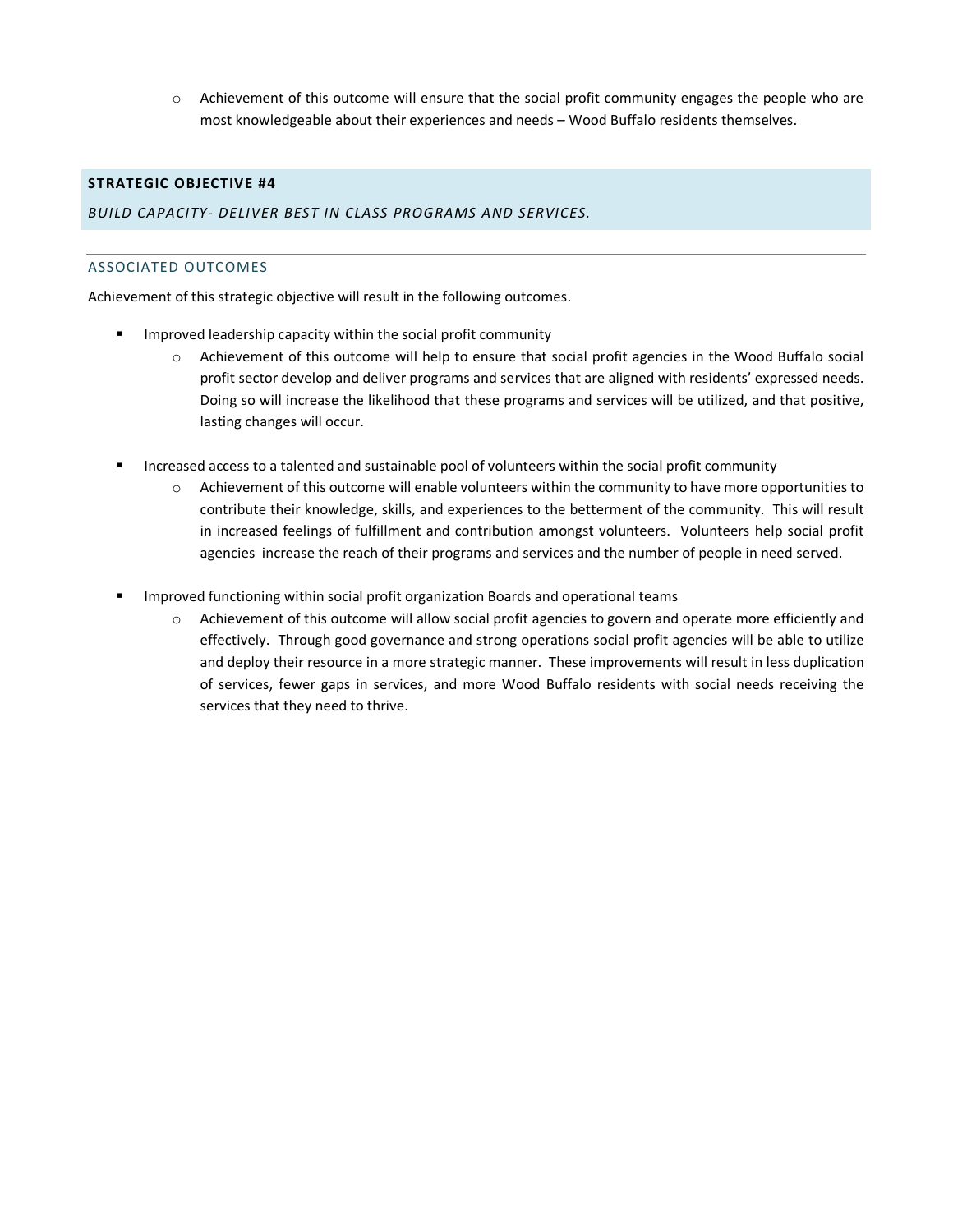- Achievement of this outcome will ensure that the social profit community engages the people who are most knowledgeable about their experiences and needs – Wood Buffalo residents themselves.

## STRATEGIC OBJECTIVE #4

*BUILD CAPACITY- DELIVER BEST IN CLASS PROGRAMS AND SERVICES.*

### ASSOCIATED OUTCOMES

Achievement of this strategic objective will result in the following outcomes.

- Improved leadership capacity within the social profit community
    - Achievement of this outcome will help to ensure that social profit agencies in the Wood Buffalo social profit sector develop and deliver programs and services that are aligned with residents' expressed needs. Doing so will increase the likelihood that these programs and services will be utilized, and that positive, lasting changes will occur.

- Increased access to a talented and sustainable pool of volunteers within the social profit community
    - Achievement of this outcome will enable volunteers within the community to have more opportunities to contribute their knowledge, skills, and experiences to the betterment of the community. This will result in increased feelings of fulfillment and contribution amongst volunteers. Volunteers help social profit agencies increase the reach of their programs and services and the number of people in need served.

- Improved functioning within social profit organization Boards and operational teams
    - Achievement of this outcome will allow social profit agencies to govern and operate more efficiently and effectively. Through good governance and strong operations social profit agencies will be able to utilize and deploy their resource in a more strategic manner. These improvements will result in less duplication of services, fewer gaps in services, and more Wood Buffalo residents with social needs receiving the services that they need to thrive.